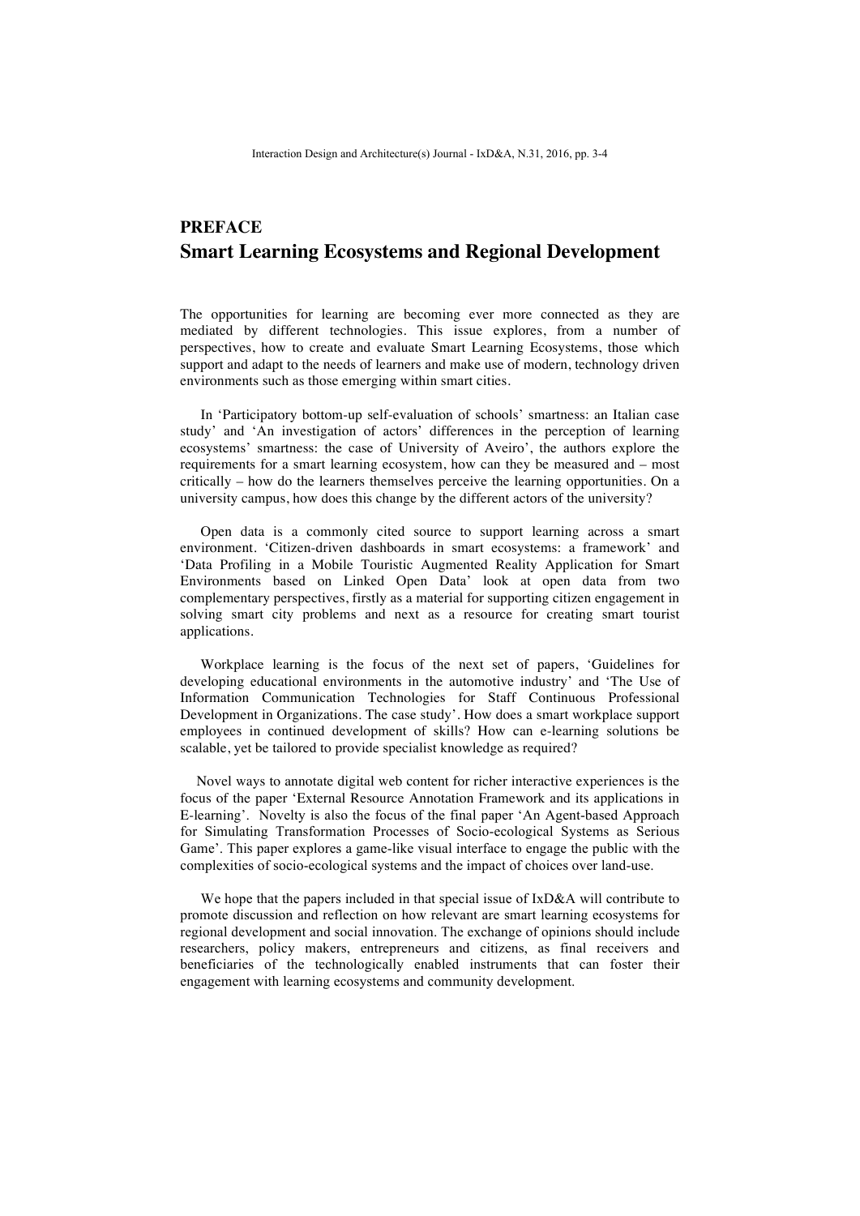# PREFACE
# Smart Learning Ecosystems and Regional Development

The opportunities for learning are becoming ever more connected as they are mediated by different technologies. This issue explores, from a number of perspectives, how to create and evaluate Smart Learning Ecosystems, those which support and adapt to the needs of learners and make use of modern, technology driven environments such as those emerging within smart cities.

In 'Participatory bottom-up self-evaluation of schools' smartness: an Italian case study' and 'An investigation of actors' differences in the perception of learning ecosystems' smartness: the case of University of Aveiro', the authors explore the requirements for a smart learning ecosystem, how can they be measured and – most critically – how do the learners themselves perceive the learning opportunities. On a university campus, how does this change by the different actors of the university?

Open data is a commonly cited source to support learning across a smart environment. 'Citizen-driven dashboards in smart ecosystems: a framework' and 'Data Profiling in a Mobile Touristic Augmented Reality Application for Smart Environments based on Linked Open Data' look at open data from two complementary perspectives, firstly as a material for supporting citizen engagement in solving smart city problems and next as a resource for creating smart tourist applications.

Workplace learning is the focus of the next set of papers, 'Guidelines for developing educational environments in the automotive industry' and 'The Use of Information Communication Technologies for Staff Continuous Professional Development in Organizations. The case study'. How does a smart workplace support employees in continued development of skills? How can e-learning solutions be scalable, yet be tailored to provide specialist knowledge as required?

Novel ways to annotate digital web content for richer interactive experiences is the focus of the paper 'External Resource Annotation Framework and its applications in E-learning'. Novelty is also the focus of the final paper 'An Agent-based Approach for Simulating Transformation Processes of Socio-ecological Systems as Serious Game'. This paper explores a game-like visual interface to engage the public with the complexities of socio-ecological systems and the impact of choices over land-use.

We hope that the papers included in that special issue of IxD&A will contribute to promote discussion and reflection on how relevant are smart learning ecosystems for regional development and social innovation. The exchange of opinions should include researchers, policy makers, entrepreneurs and citizens, as final receivers and beneficiaries of the technologically enabled instruments that can foster their engagement with learning ecosystems and community development.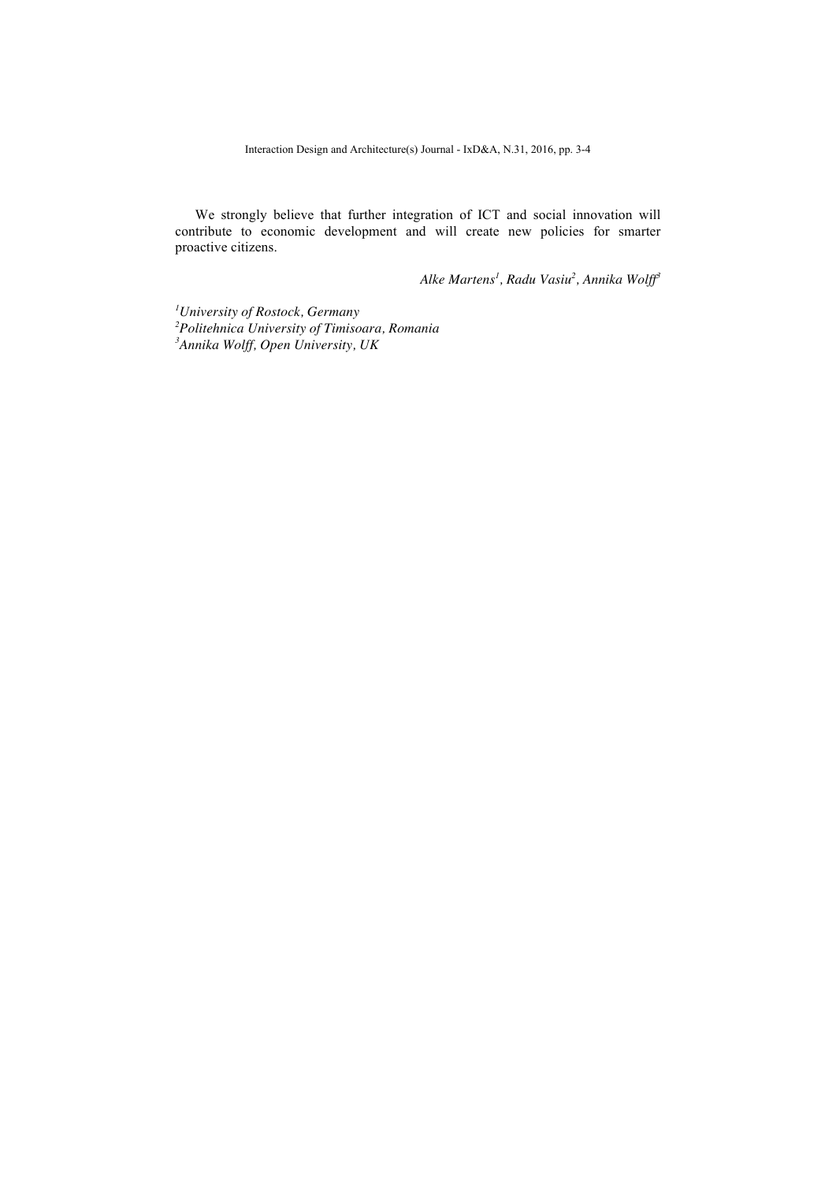We strongly believe that further integration of ICT and social innovation will contribute to economic development and will create new policies for smarter proactive citizens.

*Alke Martens[1], Radu Vasiu[2], Annika Wolff[3]*

*[1]University of Rostock, Germany*
*[2]Politehnica University of Timisoara, Romania*
*[3]Annika Wolff, Open University, UK*